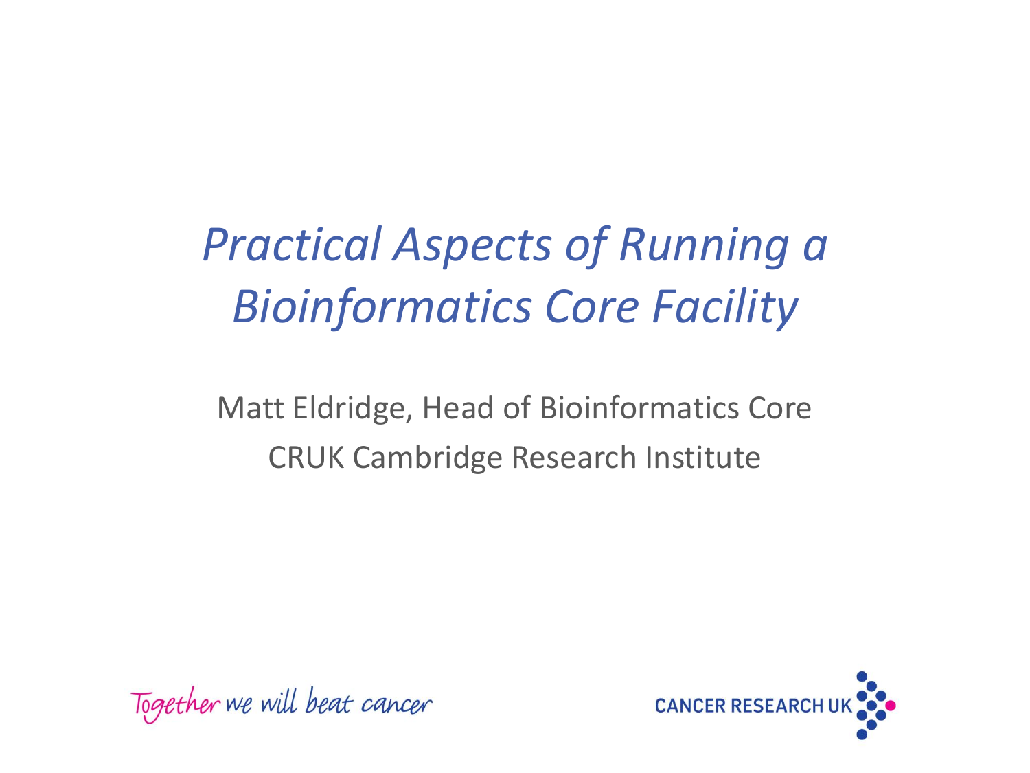# *Practical Aspects of Running a Bioinformatics Core Facility*

Matt Eldridge, Head of Bioinformatics Core

CRUK Cambridge Research Institute

Together we will beat cancer

CANCER RESEARCH UK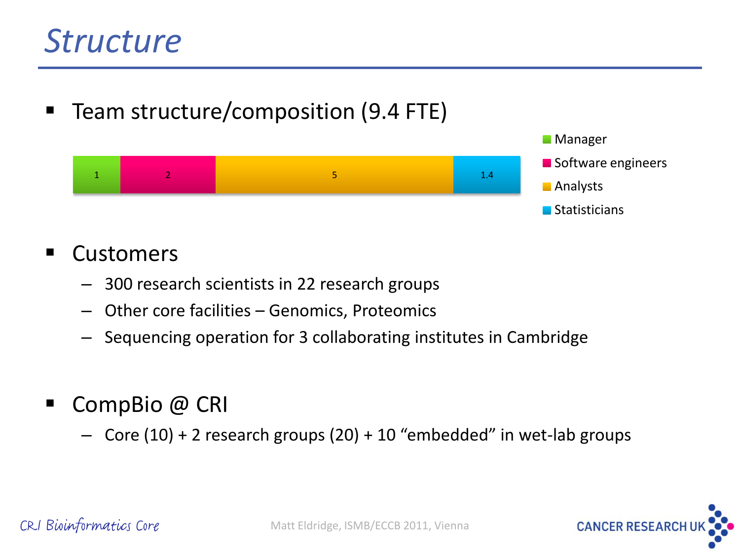# Structure

- Team structure/composition (9.4 FTE)

| Manager | Software engineers | Analysts | Statisticians |
| --- | --- | --- | --- |
| 1 | 2 | 5 | 1.4 |

- Customers
  - 300 research scientists in 22 research groups
  - Other core facilities – Genomics, Proteomics
  - Sequencing operation for 3 collaborating institutes in Cambridge

- CompBio @ CRI
  - Core (10) + 2 research groups (20) + 10 “embedded” in wet-lab groups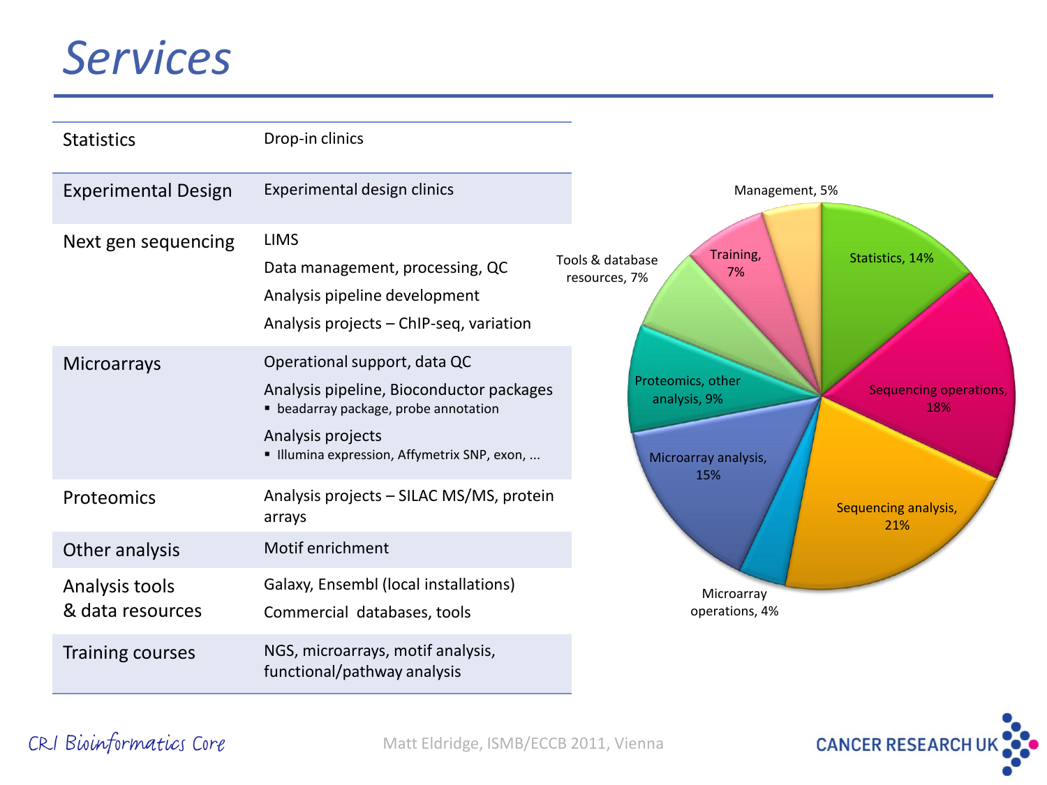# Services

| | |
|---|---|
| Statistics | Drop-in clinics |
| Experimental Design | Experimental design clinics |
| Next gen sequencing | LIMS<br>Data management, processing, QC<br>Analysis pipeline development<br>Analysis projects – ChIP-seq, variation |
| Microarrays | Operational support, data QC<br>Analysis pipeline, Bioconductor packages<br>▪ beadarray package, probe annotation<br>Analysis projects<br>▪ Illumina expression, Affymetrix SNP, exon, ... |
| Proteomics | Analysis projects – SILAC MS/MS, protein arrays |
| Other analysis | Motif enrichment |
| Analysis tools & data resources | Galaxy, Ensembl (local installations)<br>Commercial databases, tools |
| Training courses | NGS, microarrays, motif analysis, functional/pathway analysis |

- Statistics, 14%
- Sequencing operations, 18%
- Sequencing analysis, 21%
- Microarray operations, 4%
- Microarray analysis, 15%
- Proteomics, other analysis, 9%
- Tools & database resources, 7%
- Training, 7%
- Management, 5%

CRI Bioinformatics Core

Matt Eldridge, ISMB/ECCB 2011, Vienna

CANCER RESEARCH UK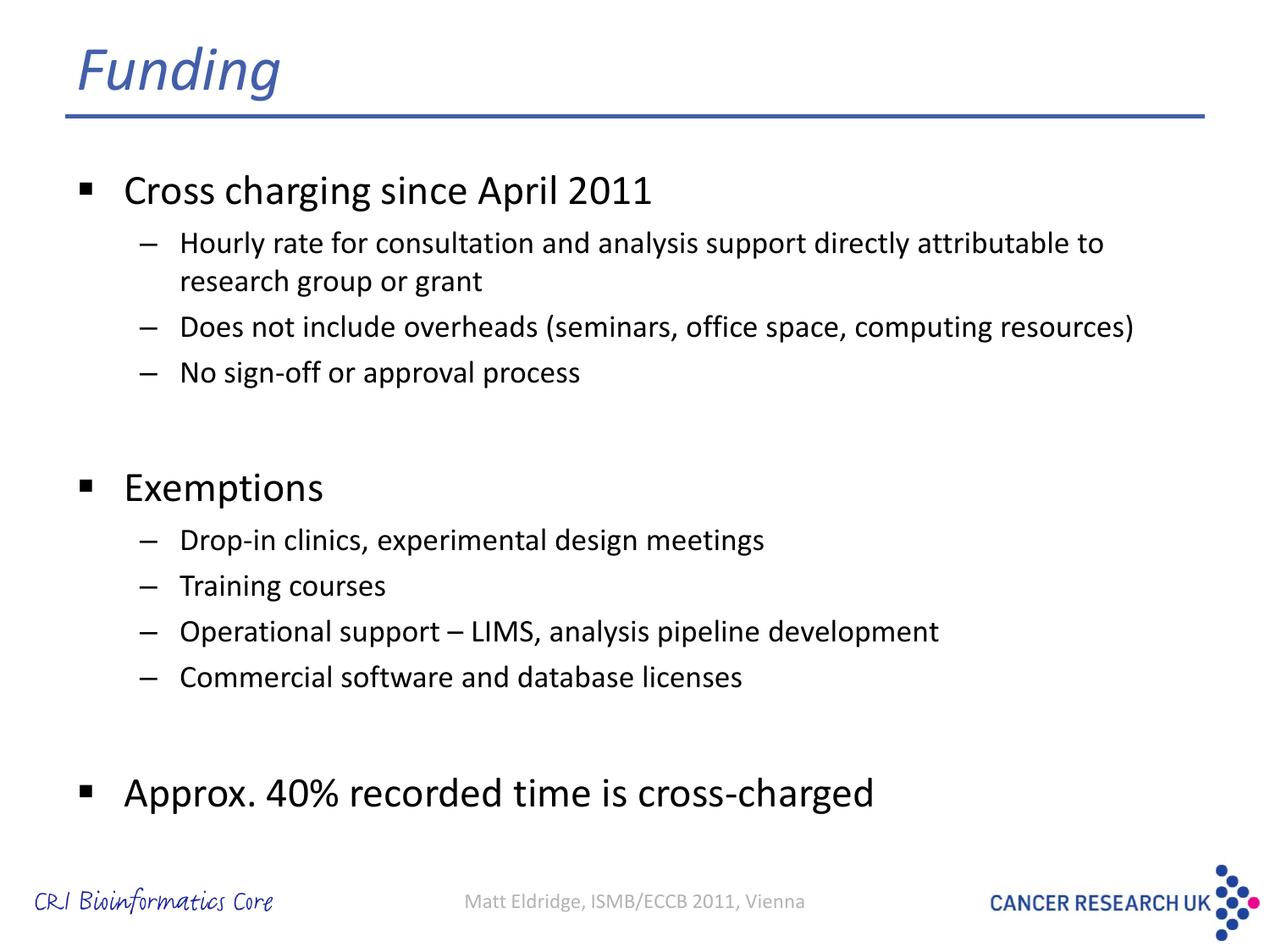# Funding

- Cross charging since April 2011
  - Hourly rate for consultation and analysis support directly attributable to research group or grant
  - Does not include overheads (seminars, office space, computing resources)
  - No sign-off or approval process
- Exemptions
  - Drop-in clinics, experimental design meetings
  - Training courses
  - Operational support – LIMS, analysis pipeline development
  - Commercial software and database licenses
- Approx. 40% recorded time is cross-charged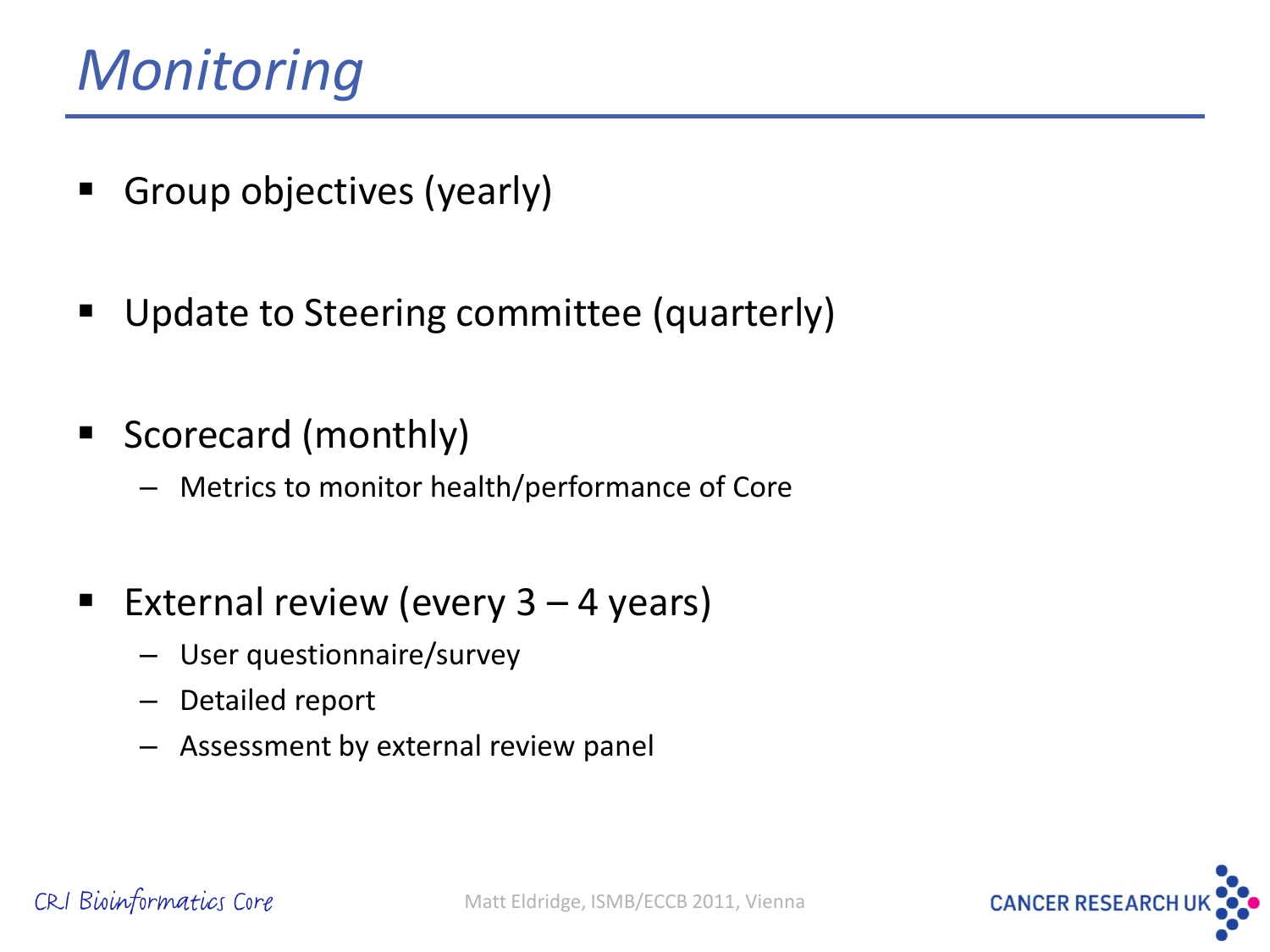# *Monitoring*

- Group objectives (yearly)
- Update to Steering committee (quarterly)
- Scorecard (monthly)
  - Metrics to monitor health/performance of Core
- External review (every 3 – 4 years)
  - User questionnaire/survey
  - Detailed report
  - Assessment by external review panel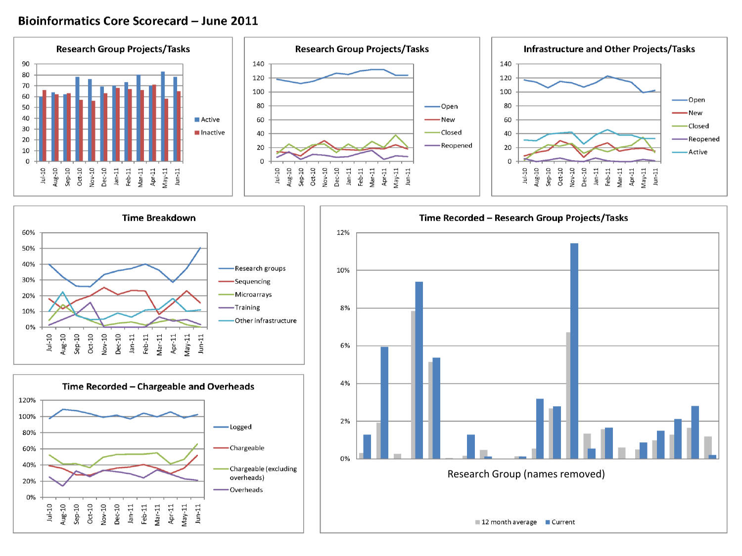# Bioinformatics Core Scorecard – June 2011

## Research Group Projects/Tasks

Active, Inactive (Jul-10 to Jun-11)

## Research Group Projects/Tasks

Open, New, Closed, Reopened (Jul-10 to Jun-11)

## Infrastructure and Other Projects/Tasks

Open, New, Closed, Reopened, Active (Jul-10 to Jun-11)

## Time Breakdown

Research groups, Sequencing, Microarrays, Training, Other infrastructure (Jul-10 to Jun-11)

## Time Recorded – Research Group Projects/Tasks

Research Group (names removed)

12 month average, Current

## Time Recorded – Chargeable and Overheads

Logged, Chargeable, Chargeable (excluding overheads), Overheads (Jul-10 to Jun-11)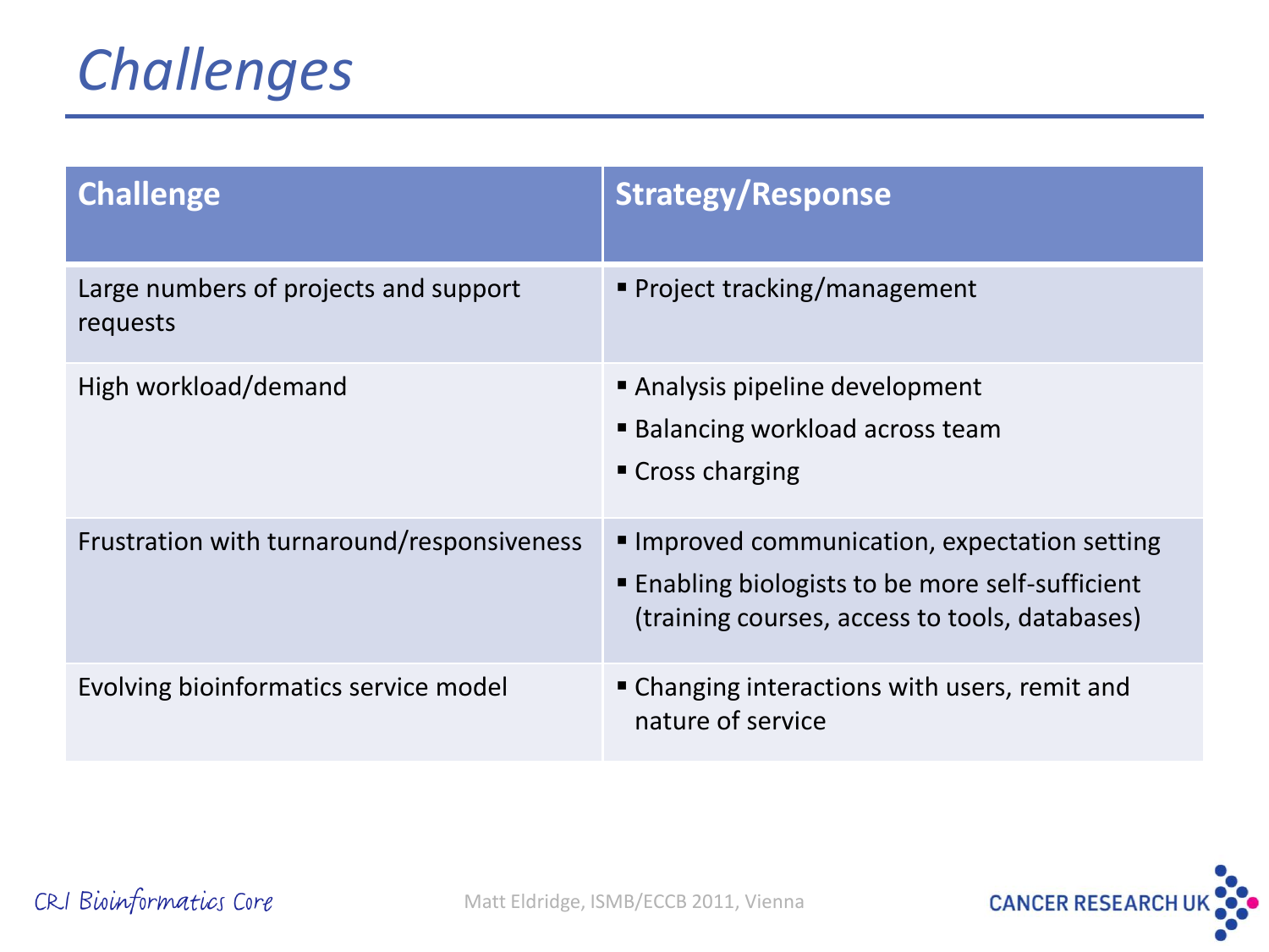# *Challenges*

| Challenge | Strategy/Response |
| --- | --- |
| Large numbers of projects and support requests | ▪ Project tracking/management |
| High workload/demand | ▪ Analysis pipeline development<br>▪ Balancing workload across team<br>▪ Cross charging |
| Frustration with turnaround/responsiveness | ▪ Improved communication, expectation setting<br>▪ Enabling biologists to be more self-sufficient (training courses, access to tools, databases) |
| Evolving bioinformatics service model | ▪ Changing interactions with users, remit and nature of service |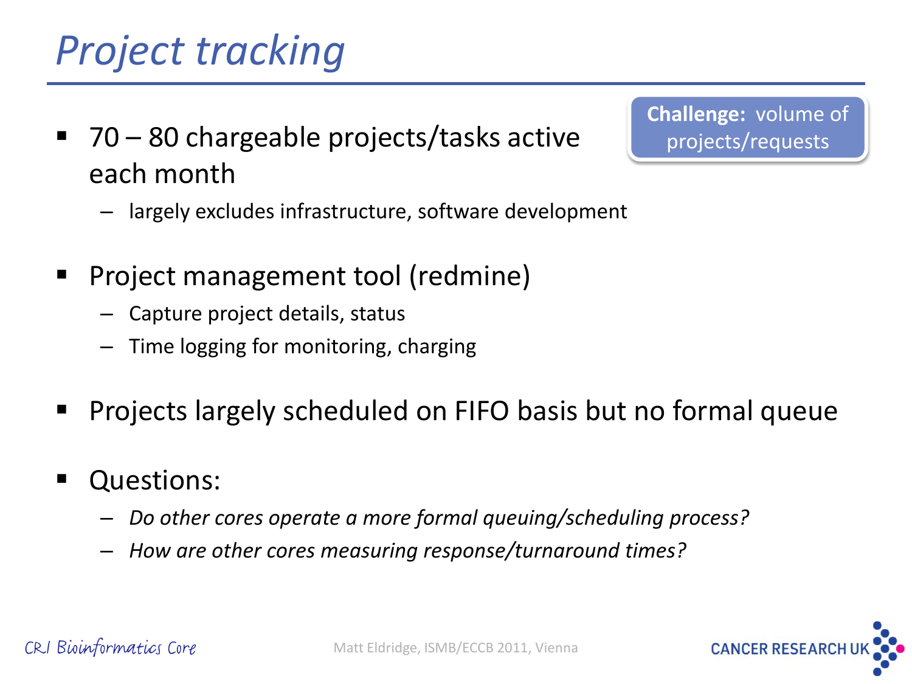# *Project tracking*

**Challenge:** volume of projects/requests

- 70 – 80 chargeable projects/tasks active each month
  - largely excludes infrastructure, software development
- Project management tool (redmine)
  - Capture project details, status
  - Time logging for monitoring, charging
- Projects largely scheduled on FIFO basis but no formal queue
- Questions:
  - *Do other cores operate a more formal queuing/scheduling process?*
  - *How are other cores measuring response/turnaround times?*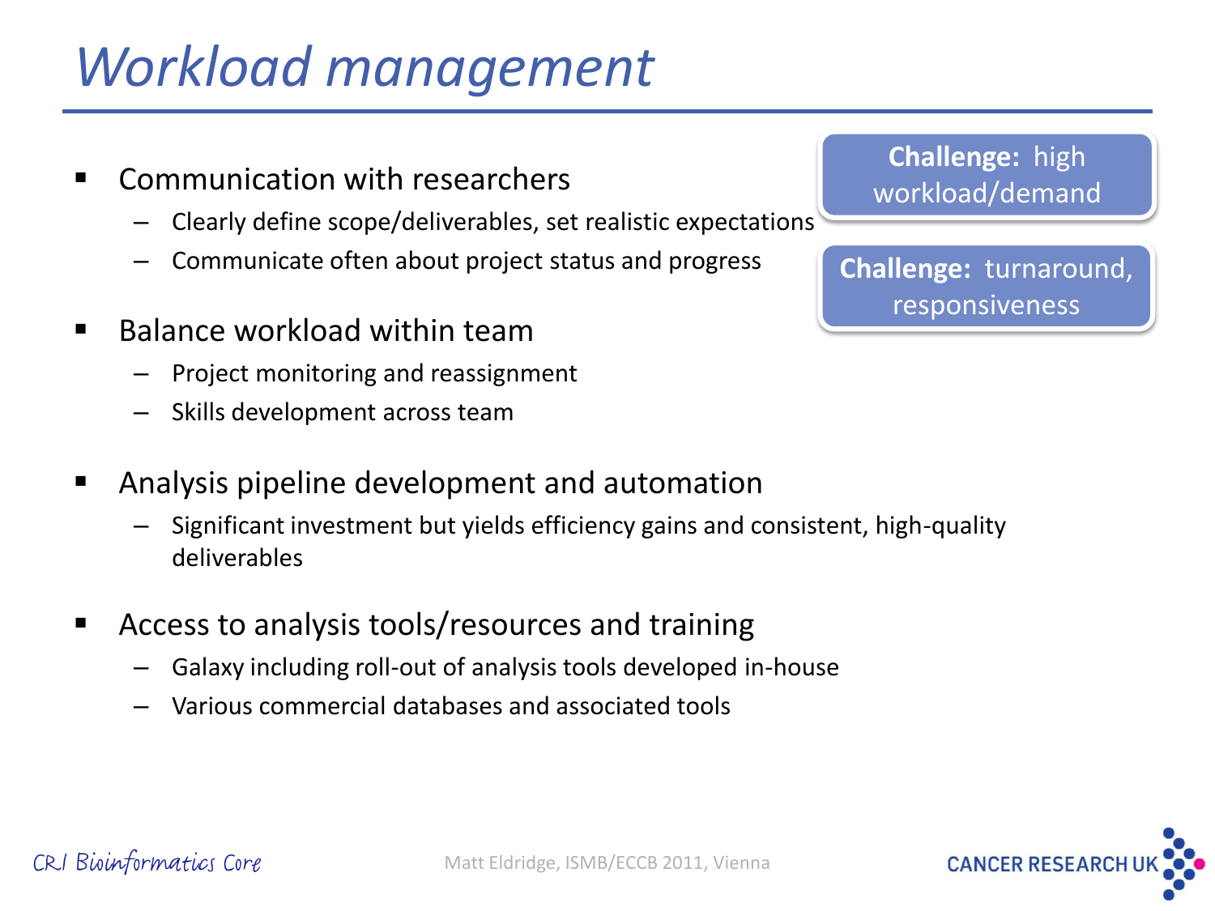# Workload management

**Challenge:** high workload/demand

**Challenge:** turnaround, responsiveness

- Communication with researchers
  - Clearly define scope/deliverables, set realistic expectations
  - Communicate often about project status and progress
- Balance workload within team
  - Project monitoring and reassignment
  - Skills development across team
- Analysis pipeline development and automation
  - Significant investment but yields efficiency gains and consistent, high-quality deliverables
- Access to analysis tools/resources and training
  - Galaxy including roll-out of analysis tools developed in-house
  - Various commercial databases and associated tools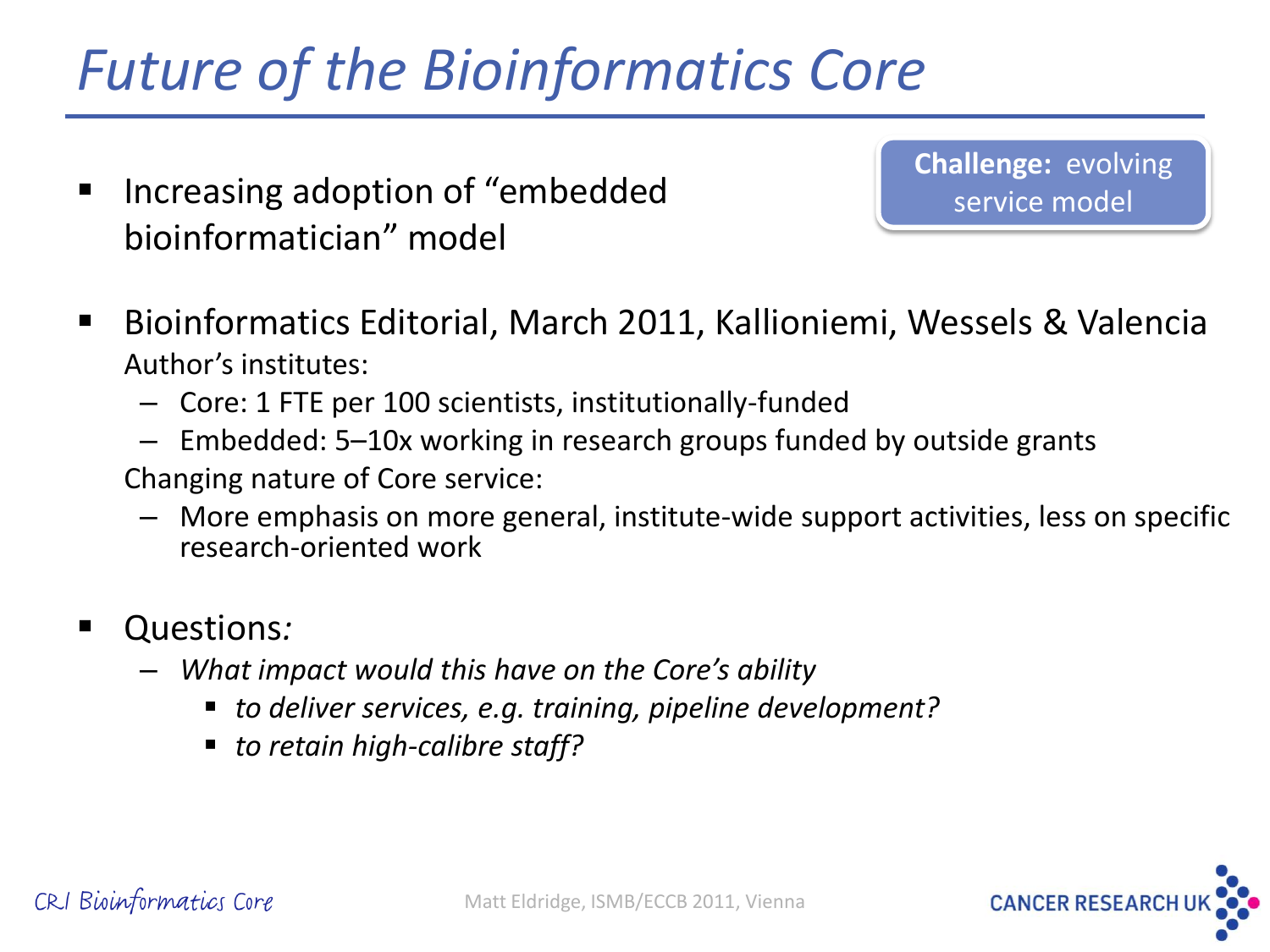# *Future of the Bioinformatics Core*

**Challenge:** evolving service model

- Increasing adoption of "embedded bioinformatician" model

- Bioinformatics Editorial, March 2011, Kallioniemi, Wessels & Valencia

  Author's institutes:
  - Core: 1 FTE per 100 scientists, institutionally-funded
  - Embedded: 5–10x working in research groups funded by outside grants

  Changing nature of Core service:
  - More emphasis on more general, institute-wide support activities, less on specific research-oriented work

- Questions*:*
  - *What impact would this have on the Core's ability*
    - *to deliver services, e.g. training, pipeline development?*
    - *to retain high-calibre staff?*